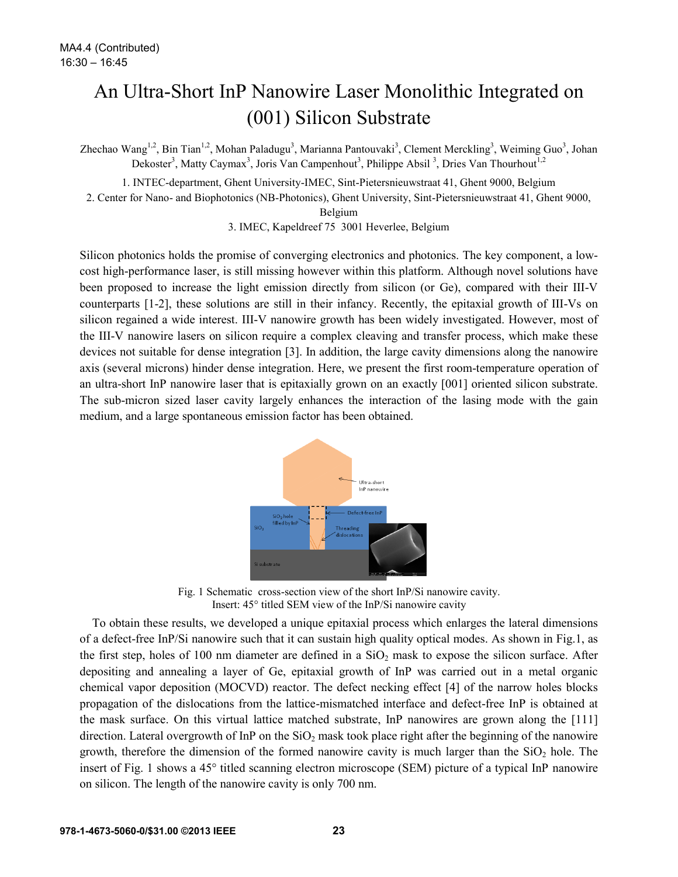MA4.4 (Contributed)
16:30 – 16:45

# An Ultra-Short InP Nanowire Laser Monolithic Integrated on (001) Silicon Substrate

Zhechao Wang[1,2], Bin Tian[1,2], Mohan Paladugu[3], Marianna Pantouvaki[3], Clement Merckling[3], Weiming Guo[3], Johan Dekoster[3], Matty Caymax[3], Joris Van Campenhout[3], Philippe Absil [3], Dries Van Thourhout[1,2]

1. INTEC-department, Ghent University-IMEC, Sint-Pietersnieuwstraat 41, Ghent 9000, Belgium
2. Center for Nano- and Biophotonics (NB-Photonics), Ghent University, Sint-Pietersnieuwstraat 41, Ghent 9000, Belgium
3. IMEC, Kapeldreef 75 3001 Heverlee, Belgium

Silicon photonics holds the promise of converging electronics and photonics. The key component, a low-cost high-performance laser, is still missing however within this platform. Although novel solutions have been proposed to increase the light emission directly from silicon (or Ge), compared with their III-V counterparts [1-2], these solutions are still in their infancy. Recently, the epitaxial growth of III-Vs on silicon regained a wide interest. III-V nanowire growth has been widely investigated. However, most of the III-V nanowire lasers on silicon require a complex cleaving and transfer process, which make these devices not suitable for dense integration [3]. In addition, the large cavity dimensions along the nanowire axis (several microns) hinder dense integration. Here, we present the first room-temperature operation of an ultra-short InP nanowire laser that is epitaxially grown on an exactly [001] oriented silicon substrate. The sub-micron sized laser cavity largely enhances the interaction of the lasing mode with the gain medium, and a large spontaneous emission factor has been obtained.

Fig. 1 Schematic cross-section view of the short InP/Si nanowire cavity. Insert: 45° titled SEM view of the InP/Si nanowire cavity

To obtain these results, we developed a unique epitaxial process which enlarges the lateral dimensions of a defect-free InP/Si nanowire such that it can sustain high quality optical modes. As shown in Fig.1, as the first step, holes of 100 nm diameter are defined in a $SiO_2$ mask to expose the silicon surface. After depositing and annealing a layer of Ge, epitaxial growth of InP was carried out in a metal organic chemical vapor deposition (MOCVD) reactor. The defect necking effect [4] of the narrow holes blocks propagation of the dislocations from the lattice-mismatched interface and defect-free InP is obtained at the mask surface. On this virtual lattice matched substrate, InP nanowires are grown along the [111] direction. Lateral overgrowth of InP on the $SiO_2$ mask took place right after the beginning of the nanowire growth, therefore the dimension of the formed nanowire cavity is much larger than the $SiO_2$ hole. The insert of Fig. 1 shows a 45° titled scanning electron microscope (SEM) picture of a typical InP nanowire on silicon. The length of the nanowire cavity is only 700 nm.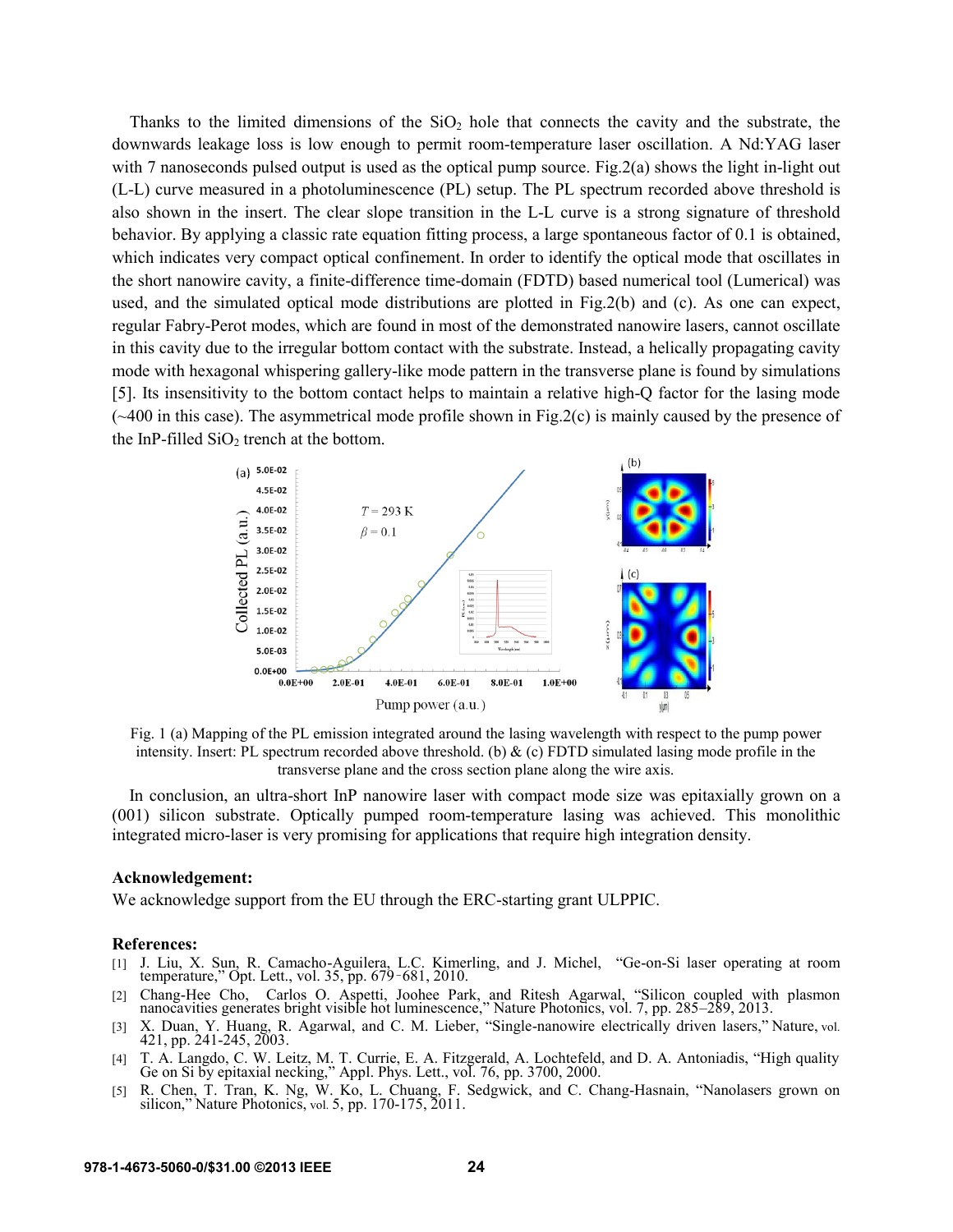Thanks to the limited dimensions of the $SiO_2$ hole that connects the cavity and the substrate, the downwards leakage loss is low enough to permit room-temperature laser oscillation. A Nd:YAG laser with 7 nanoseconds pulsed output is used as the optical pump source. Fig.2(a) shows the light in-light out (L-L) curve measured in a photoluminescence (PL) setup. The PL spectrum recorded above threshold is also shown in the insert. The clear slope transition in the L-L curve is a strong signature of threshold behavior. By applying a classic rate equation fitting process, a large spontaneous factor of 0.1 is obtained, which indicates very compact optical confinement. In order to identify the optical mode that oscillates in the short nanowire cavity, a finite-difference time-domain (FDTD) based numerical tool (Lumerical) was used, and the simulated optical mode distributions are plotted in Fig.2(b) and (c). As one can expect, regular Fabry-Perot modes, which are found in most of the demonstrated nanowire lasers, cannot oscillate in this cavity due to the irregular bottom contact with the substrate. Instead, a helically propagating cavity mode with hexagonal whispering gallery-like mode pattern in the transverse plane is found by simulations [5]. Its insensitivity to the bottom contact helps to maintain a relative high-Q factor for the lasing mode (~400 in this case). The asymmetrical mode profile shown in Fig.2(c) is mainly caused by the presence of the InP-filled $SiO_2$ trench at the bottom.

(a)
5.0E-02
4.5E-02
4.0E-02
3.5E-02
3.0E-02
2.5E-02
2.0E-02
1.5E-02
1.0E-02
5.0E-03
0.0E+00
Collected PL (a.u.)
$T = 293$ K
$\beta = 0.1$
0.0E+00 2.0E-01 4.0E-01 6.0E-01 8.0E-01 1.0E+00
Pump power (a.u.)

(b)

(c)

Fig. 1 (a) Mapping of the PL emission integrated around the lasing wavelength with respect to the pump power intensity. Insert: PL spectrum recorded above threshold. (b) & (c) FDTD simulated lasing mode profile in the transverse plane and the cross section plane along the wire axis.

In conclusion, an ultra-short InP nanowire laser with compact mode size was epitaxially grown on a (001) silicon substrate. Optically pumped room-temperature lasing was achieved. This monolithic integrated micro-laser is very promising for applications that require high integration density.

**Acknowledgement:**

We acknowledge support from the EU through the ERC-starting grant ULPPIC.

**References:**

[1] J. Liu, X. Sun, R. Camacho-Aguilera, L.C. Kimerling, and J. Michel, "Ge-on-Si laser operating at room temperature," Opt. Lett., vol. 35, pp. 679‑681, 2010.

[2] Chang-Hee Cho, Carlos O. Aspetti, Joohee Park, and Ritesh Agarwal, "Silicon coupled with plasmon nanocavities generates bright visible hot luminescence," Nature Photonics, vol. 7, pp. 285–289, 2013.

[3] X. Duan, Y. Huang, R. Agarwal, and C. M. Lieber, "Single-nanowire electrically driven lasers," Nature, vol. 421, pp. 241-245, 2003.

[4] T. A. Langdo, C. W. Leitz, M. T. Currie, E. A. Fitzgerald, A. Lochtefeld, and D. A. Antoniadis, "High quality Ge on Si by epitaxial necking," Appl. Phys. Lett., vol. 76, pp. 3700, 2000.

[5] R. Chen, T. Tran, K. Ng, W. Ko, L. Chuang, F. Sedgwick, and C. Chang-Hasnain, "Nanolasers grown on silicon," Nature Photonics, vol. 5, pp. 170-175, 2011.

978-1-4673-5060-0/$31.00 ©2013 IEEE